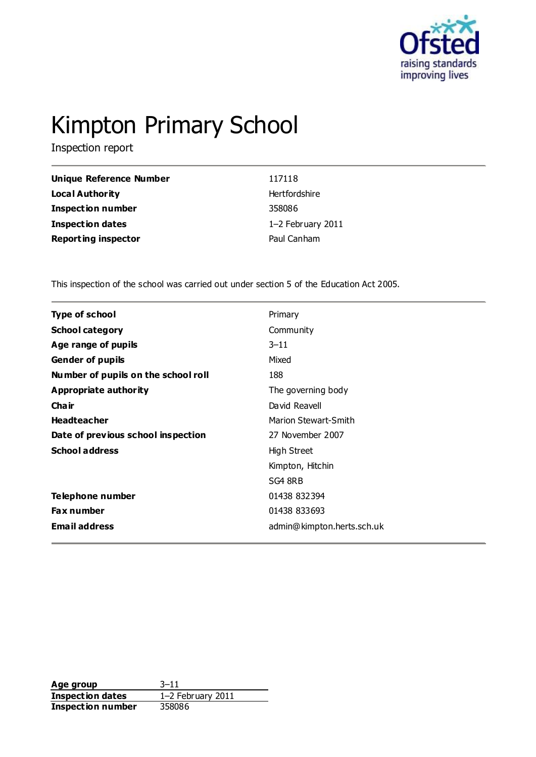# Kimpton Primary School

Inspection report

| | |
|---|---|
| **Unique Reference Number** | 117118 |
| **Local Authority** | Hertfordshire |
| **Inspection number** | 358086 |
| **Inspection dates** | 1–2 February 2011 |
| **Reporting inspector** | Paul Canham |

This inspection of the school was carried out under section 5 of the Education Act 2005.

| | |
|---|---|
| **Type of school** | Primary |
| **School category** | Community |
| **Age range of pupils** | 3–11 |
| **Gender of pupils** | Mixed |
| **Number of pupils on the school roll** | 188 |
| **Appropriate authority** | The governing body |
| **Chair** | David Reavell |
| **Headteacher** | Marion Stewart-Smith |
| **Date of previous school inspection** | 27 November 2007 |
| **School address** | High Street<br>Kimpton, Hitchin<br>SG4 8RB |
| **Telephone number** | 01438 832394 |
| **Fax number** | 01438 833693 |
| **Email address** | admin@kimpton.herts.sch.uk |

| | |
|---|---|
| **Age group** | 3–11 |
| **Inspection dates** | 1–2 February 2011 |
| **Inspection number** | 358086 |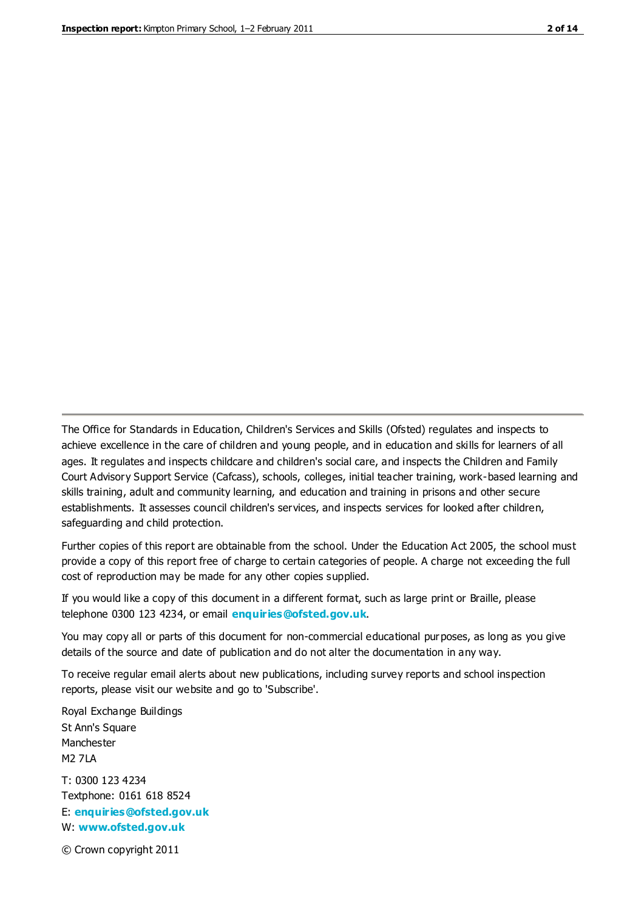The Office for Standards in Education, Children's Services and Skills (Ofsted) regulates and inspects to achieve excellence in the care of children and young people, and in education and skills for learners of all ages. It regulates and inspects childcare and children's social care, and inspects the Children and Family Court Advisory Support Service (Cafcass), schools, colleges, initial teacher training, work-based learning and skills training, adult and community learning, and education and training in prisons and other secure establishments. It assesses council children's services, and inspects services for looked after children, safeguarding and child protection.

Further copies of this report are obtainable from the school. Under the Education Act 2005, the school must provide a copy of this report free of charge to certain categories of people. A charge not exceeding the full cost of reproduction may be made for any other copies supplied.

If you would like a copy of this document in a different format, such as large print or Braille, please telephone 0300 123 4234, or email **enquiries@ofsted.gov.uk**.

You may copy all or parts of this document for non-commercial educational purposes, as long as you give details of the source and date of publication and do not alter the documentation in any way.

To receive regular email alerts about new publications, including survey reports and school inspection reports, please visit our website and go to 'Subscribe'.

Royal Exchange Buildings
St Ann's Square
Manchester
M2 7LA

T: 0300 123 4234
Textphone: 0161 618 8524
E: **enquiries@ofsted.gov.uk**
W: **www.ofsted.gov.uk**

© Crown copyright 2011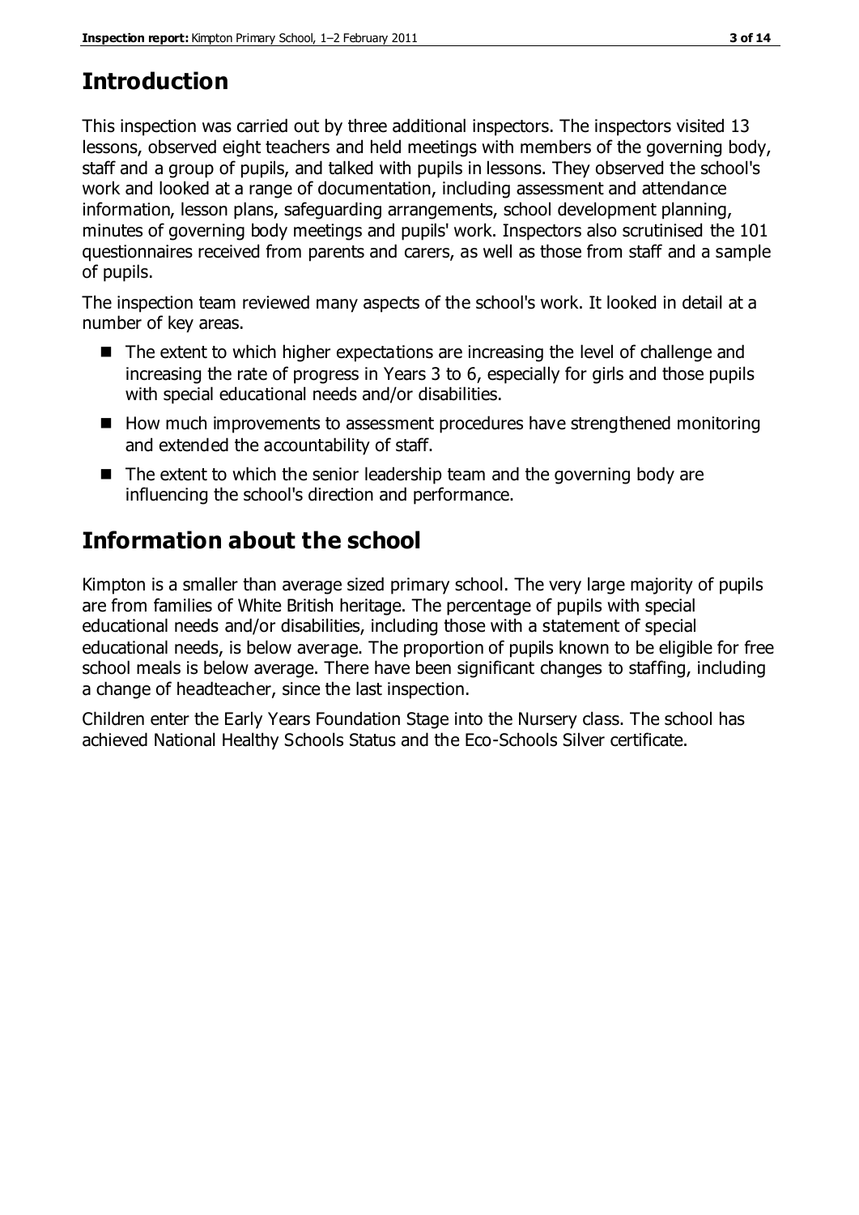## Introduction

This inspection was carried out by three additional inspectors. The inspectors visited 13 lessons, observed eight teachers and held meetings with members of the governing body, staff and a group of pupils, and talked with pupils in lessons. They observed the school's work and looked at a range of documentation, including assessment and attendance information, lesson plans, safeguarding arrangements, school development planning, minutes of governing body meetings and pupils' work. Inspectors also scrutinised the 101 questionnaires received from parents and carers, as well as those from staff and a sample of pupils.

The inspection team reviewed many aspects of the school's work. It looked in detail at a number of key areas.

- The extent to which higher expectations are increasing the level of challenge and increasing the rate of progress in Years 3 to 6, especially for girls and those pupils with special educational needs and/or disabilities.
- How much improvements to assessment procedures have strengthened monitoring and extended the accountability of staff.
- The extent to which the senior leadership team and the governing body are influencing the school's direction and performance.

## Information about the school

Kimpton is a smaller than average sized primary school. The very large majority of pupils are from families of White British heritage. The percentage of pupils with special educational needs and/or disabilities, including those with a statement of special educational needs, is below average. The proportion of pupils known to be eligible for free school meals is below average. There have been significant changes to staffing, including a change of headteacher, since the last inspection.

Children enter the Early Years Foundation Stage into the Nursery class. The school has achieved National Healthy Schools Status and the Eco-Schools Silver certificate.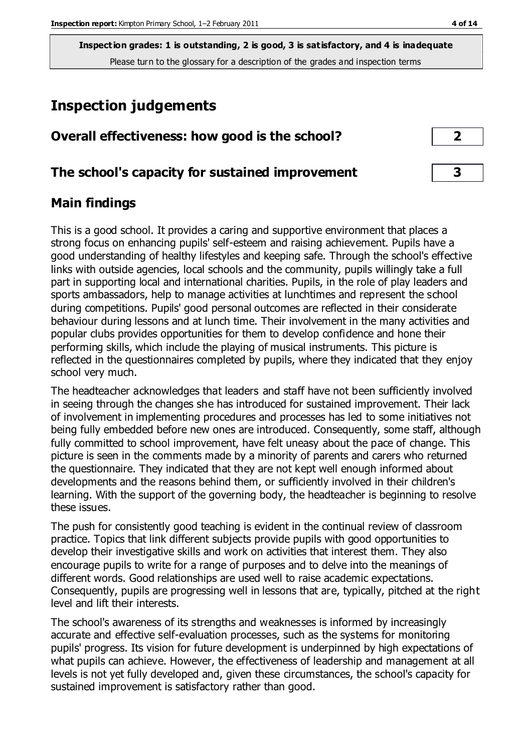**Inspection grades: 1 is outstanding, 2 is good, 3 is satisfactory, and 4 is inadequate**
Please turn to the glossary for a description of the grades and inspection terms

# Inspection judgements

| Overall effectiveness: how good is the school? | 2 |
|---|---|
| **The school's capacity for sustained improvement** | **3** |

## Main findings

This is a good school. It provides a caring and supportive environment that places a strong focus on enhancing pupils' self-esteem and raising achievement. Pupils have a good understanding of healthy lifestyles and keeping safe. Through the school's effective links with outside agencies, local schools and the community, pupils willingly take a full part in supporting local and international charities. Pupils, in the role of play leaders and sports ambassadors, help to manage activities at lunchtimes and represent the school during competitions. Pupils' good personal outcomes are reflected in their considerate behaviour during lessons and at lunch time. Their involvement in the many activities and popular clubs provides opportunities for them to develop confidence and hone their performing skills, which include the playing of musical instruments. This picture is reflected in the questionnaires completed by pupils, where they indicated that they enjoy school very much.

The headteacher acknowledges that leaders and staff have not been sufficiently involved in seeing through the changes she has introduced for sustained improvement. Their lack of involvement in implementing procedures and processes has led to some initiatives not being fully embedded before new ones are introduced. Consequently, some staff, although fully committed to school improvement, have felt uneasy about the pace of change. This picture is seen in the comments made by a minority of parents and carers who returned the questionnaire. They indicated that they are not kept well enough informed about developments and the reasons behind them, or sufficiently involved in their children's learning. With the support of the governing body, the headteacher is beginning to resolve these issues.

The push for consistently good teaching is evident in the continual review of classroom practice. Topics that link different subjects provide pupils with good opportunities to develop their investigative skills and work on activities that interest them. They also encourage pupils to write for a range of purposes and to delve into the meanings of different words. Good relationships are used well to raise academic expectations. Consequently, pupils are progressing well in lessons that are, typically, pitched at the right level and lift their interests.

The school's awareness of its strengths and weaknesses is informed by increasingly accurate and effective self-evaluation processes, such as the systems for monitoring pupils' progress. Its vision for future development is underpinned by high expectations of what pupils can achieve. However, the effectiveness of leadership and management at all levels is not yet fully developed and, given these circumstances, the school's capacity for sustained improvement is satisfactory rather than good.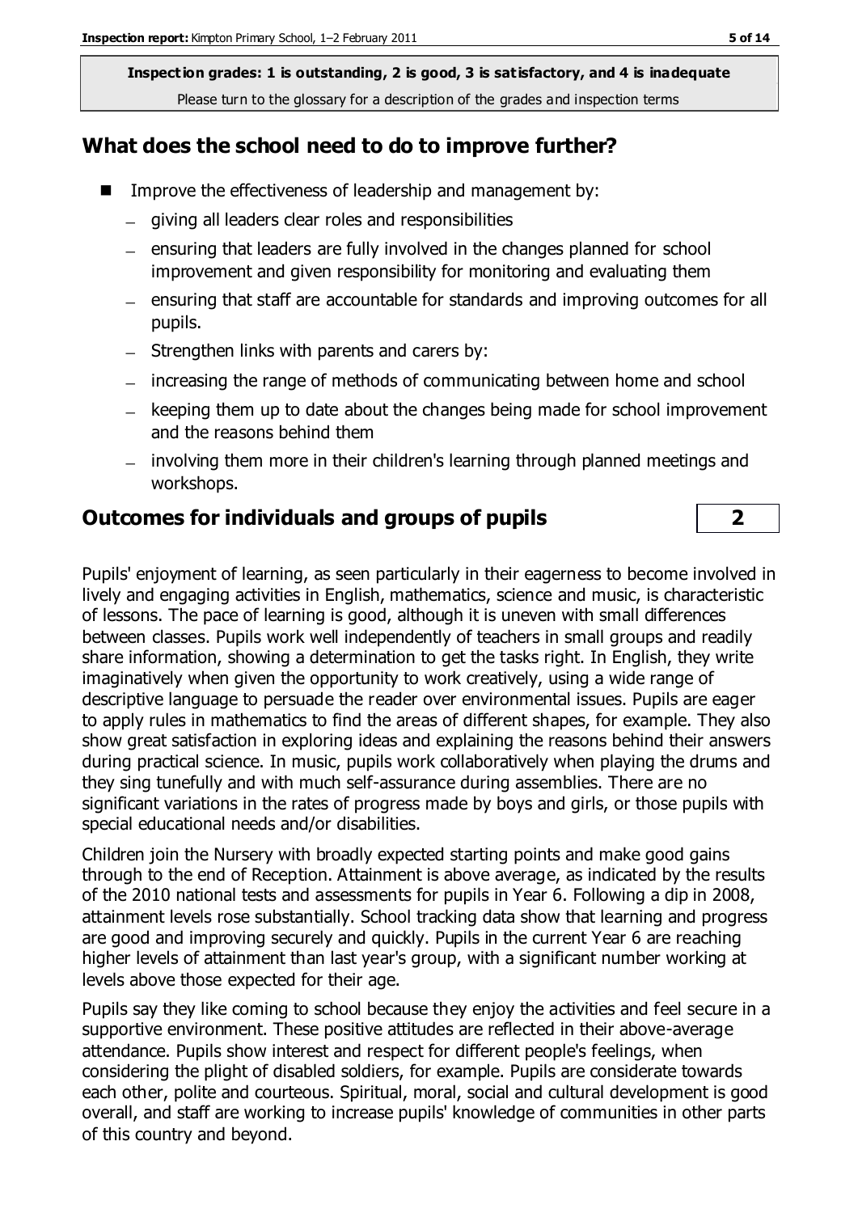**Inspection grades: 1 is outstanding, 2 is good, 3 is satisfactory, and 4 is inadequate**
Please turn to the glossary for a description of the grades and inspection terms

## What does the school need to do to improve further?

- Improve the effectiveness of leadership and management by:
  - giving all leaders clear roles and responsibilities
  - ensuring that leaders are fully involved in the changes planned for school improvement and given responsibility for monitoring and evaluating them
  - ensuring that staff are accountable for standards and improving outcomes for all pupils.
  - Strengthen links with parents and carers by:
  - increasing the range of methods of communicating between home and school
  - keeping them up to date about the changes being made for school improvement and the reasons behind them
  - involving them more in their children's learning through planned meetings and workshops.

## Outcomes for individuals and groups of pupils — 2

Pupils' enjoyment of learning, as seen particularly in their eagerness to become involved in lively and engaging activities in English, mathematics, science and music, is characteristic of lessons. The pace of learning is good, although it is uneven with small differences between classes. Pupils work well independently of teachers in small groups and readily share information, showing a determination to get the tasks right. In English, they write imaginatively when given the opportunity to work creatively, using a wide range of descriptive language to persuade the reader over environmental issues. Pupils are eager to apply rules in mathematics to find the areas of different shapes, for example. They also show great satisfaction in exploring ideas and explaining the reasons behind their answers during practical science. In music, pupils work collaboratively when playing the drums and they sing tunefully and with much self-assurance during assemblies. There are no significant variations in the rates of progress made by boys and girls, or those pupils with special educational needs and/or disabilities.

Children join the Nursery with broadly expected starting points and make good gains through to the end of Reception. Attainment is above average, as indicated by the results of the 2010 national tests and assessments for pupils in Year 6. Following a dip in 2008, attainment levels rose substantially. School tracking data show that learning and progress are good and improving securely and quickly. Pupils in the current Year 6 are reaching higher levels of attainment than last year's group, with a significant number working at levels above those expected for their age.

Pupils say they like coming to school because they enjoy the activities and feel secure in a supportive environment. These positive attitudes are reflected in their above-average attendance. Pupils show interest and respect for different people's feelings, when considering the plight of disabled soldiers, for example. Pupils are considerate towards each other, polite and courteous. Spiritual, moral, social and cultural development is good overall, and staff are working to increase pupils' knowledge of communities in other parts of this country and beyond.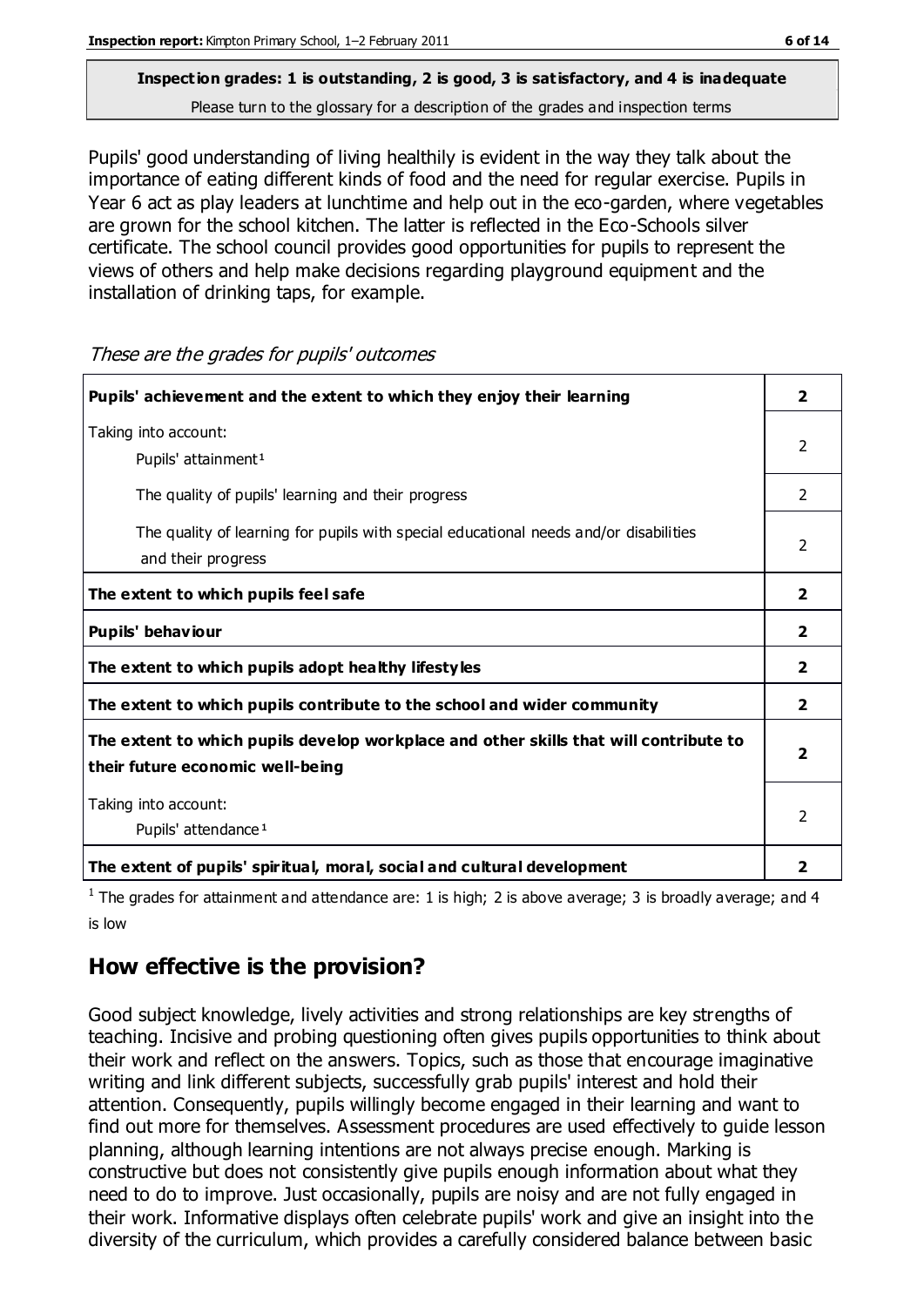**Inspection grades: 1 is outstanding, 2 is good, 3 is satisfactory, and 4 is inadequate**
Please turn to the glossary for a description of the grades and inspection terms

Pupils' good understanding of living healthily is evident in the way they talk about the importance of eating different kinds of food and the need for regular exercise. Pupils in Year 6 act as play leaders at lunchtime and help out in the eco-garden, where vegetables are grown for the school kitchen. The latter is reflected in the Eco-Schools silver certificate. The school council provides good opportunities for pupils to represent the views of others and help make decisions regarding playground equipment and the installation of drinking taps, for example.

*These are the grades for pupils' outcomes*

| | |
|---|---|
| **Pupils' achievement and the extent to which they enjoy their learning** | **2** |
| Taking into account: Pupils' attainment[1] | 2 |
| The quality of pupils' learning and their progress | 2 |
| The quality of learning for pupils with special educational needs and/or disabilities and their progress | 2 |
| **The extent to which pupils feel safe** | **2** |
| **Pupils' behaviour** | **2** |
| **The extent to which pupils adopt healthy lifestyles** | **2** |
| **The extent to which pupils contribute to the school and wider community** | **2** |
| **The extent to which pupils develop workplace and other skills that will contribute to their future economic well-being** | **2** |
| Taking into account: Pupils' attendance[1] | 2 |
| **The extent of pupils' spiritual, moral, social and cultural development** | **2** |

[1] The grades for attainment and attendance are: 1 is high; 2 is above average; 3 is broadly average; and 4 is low

## How effective is the provision?

Good subject knowledge, lively activities and strong relationships are key strengths of teaching. Incisive and probing questioning often gives pupils opportunities to think about their work and reflect on the answers. Topics, such as those that encourage imaginative writing and link different subjects, successfully grab pupils' interest and hold their attention. Consequently, pupils willingly become engaged in their learning and want to find out more for themselves. Assessment procedures are used effectively to guide lesson planning, although learning intentions are not always precise enough. Marking is constructive but does not consistently give pupils enough information about what they need to do to improve. Just occasionally, pupils are noisy and are not fully engaged in their work. Informative displays often celebrate pupils' work and give an insight into the diversity of the curriculum, which provides a carefully considered balance between basic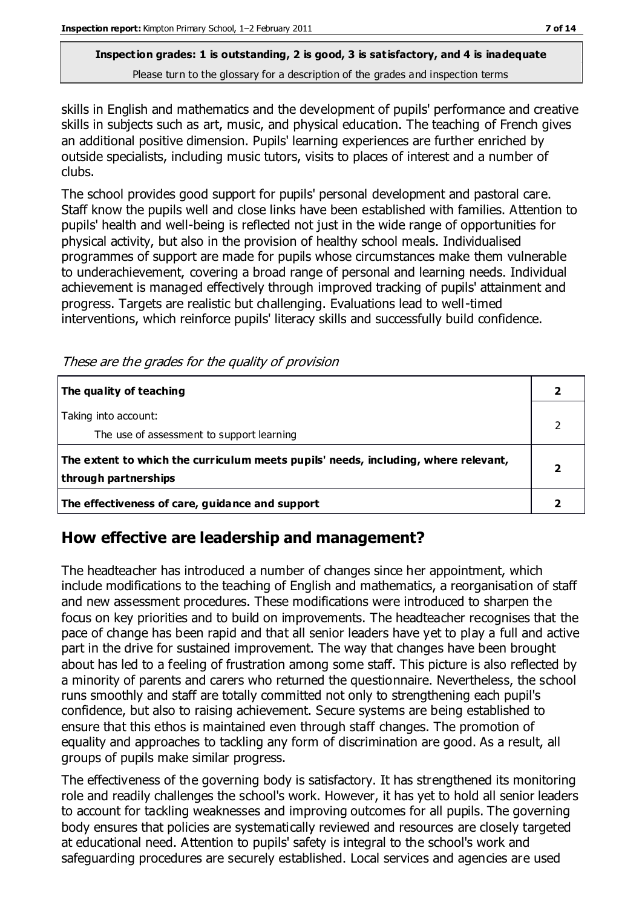**Inspection grades: 1 is outstanding, 2 is good, 3 is satisfactory, and 4 is inadequate**
Please turn to the glossary for a description of the grades and inspection terms

skills in English and mathematics and the development of pupils' performance and creative skills in subjects such as art, music, and physical education. The teaching of French gives an additional positive dimension. Pupils' learning experiences are further enriched by outside specialists, including music tutors, visits to places of interest and a number of clubs.

The school provides good support for pupils' personal development and pastoral care. Staff know the pupils well and close links have been established with families. Attention to pupils' health and well-being is reflected not just in the wide range of opportunities for physical activity, but also in the provision of healthy school meals. Individualised programmes of support are made for pupils whose circumstances make them vulnerable to underachievement, covering a broad range of personal and learning needs. Individual achievement is managed effectively through improved tracking of pupils' attainment and progress. Targets are realistic but challenging. Evaluations lead to well-timed interventions, which reinforce pupils' literacy skills and successfully build confidence.

*These are the grades for the quality of provision*

| | |
|---|---|
| **The quality of teaching** | **2** |
| Taking into account:<br>The use of assessment to support learning | 2 |
| **The extent to which the curriculum meets pupils' needs, including, where relevant, through partnerships** | **2** |
| **The effectiveness of care, guidance and support** | **2** |

## How effective are leadership and management?

The headteacher has introduced a number of changes since her appointment, which include modifications to the teaching of English and mathematics, a reorganisation of staff and new assessment procedures. These modifications were introduced to sharpen the focus on key priorities and to build on improvements. The headteacher recognises that the pace of change has been rapid and that all senior leaders have yet to play a full and active part in the drive for sustained improvement. The way that changes have been brought about has led to a feeling of frustration among some staff. This picture is also reflected by a minority of parents and carers who returned the questionnaire. Nevertheless, the school runs smoothly and staff are totally committed not only to strengthening each pupil's confidence, but also to raising achievement. Secure systems are being established to ensure that this ethos is maintained even through staff changes. The promotion of equality and approaches to tackling any form of discrimination are good. As a result, all groups of pupils make similar progress.

The effectiveness of the governing body is satisfactory. It has strengthened its monitoring role and readily challenges the school's work. However, it has yet to hold all senior leaders to account for tackling weaknesses and improving outcomes for all pupils. The governing body ensures that policies are systematically reviewed and resources are closely targeted at educational need. Attention to pupils' safety is integral to the school's work and safeguarding procedures are securely established. Local services and agencies are used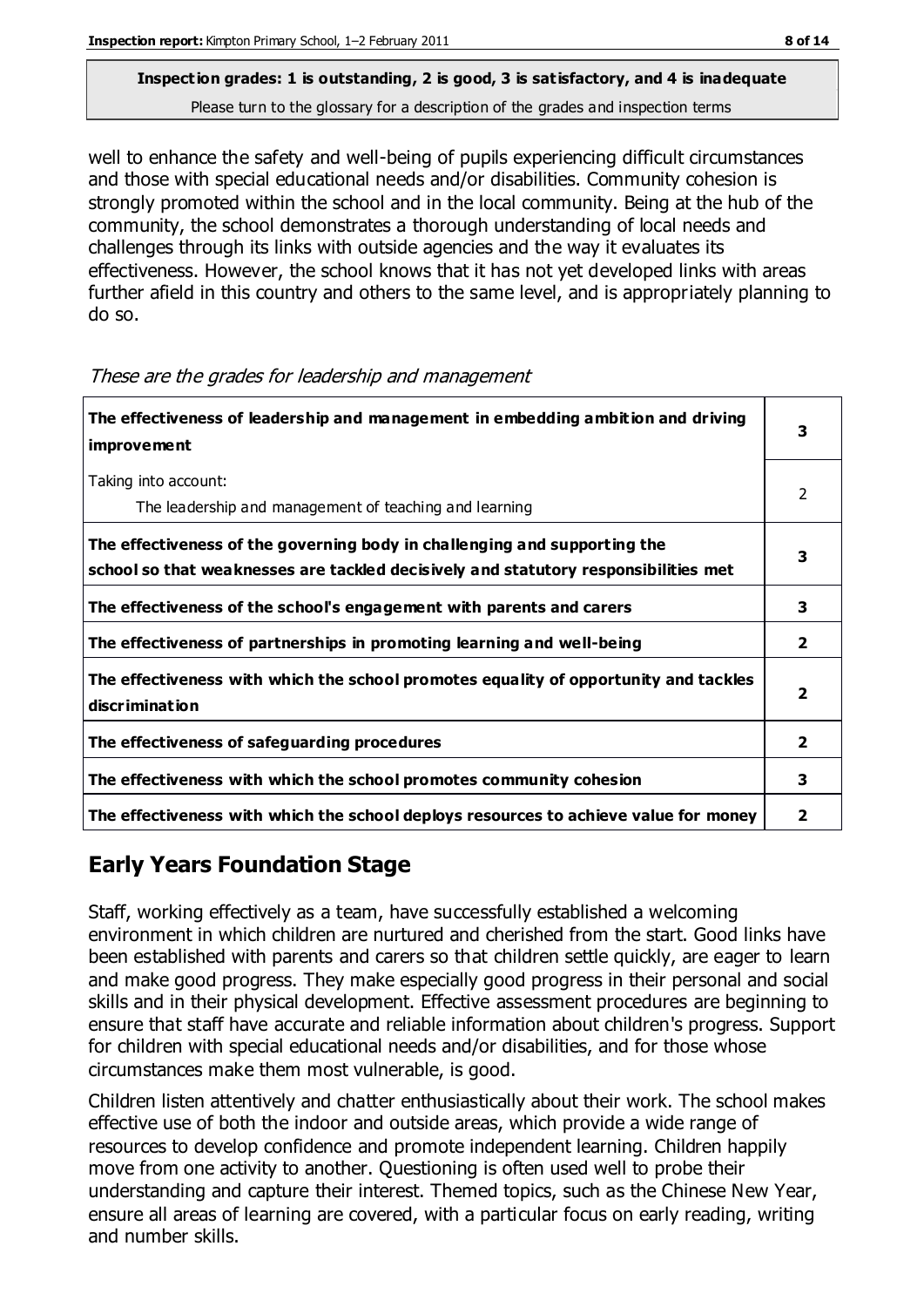**Inspection grades: 1 is outstanding, 2 is good, 3 is satisfactory, and 4 is inadequate**
Please turn to the glossary for a description of the grades and inspection terms

well to enhance the safety and well-being of pupils experiencing difficult circumstances and those with special educational needs and/or disabilities. Community cohesion is strongly promoted within the school and in the local community. Being at the hub of the community, the school demonstrates a thorough understanding of local needs and challenges through its links with outside agencies and the way it evaluates its effectiveness. However, the school knows that it has not yet developed links with areas further afield in this country and others to the same level, and is appropriately planning to do so.

*These are the grades for leadership and management*

| | |
|---|---|
| **The effectiveness of leadership and management in embedding ambition and driving improvement** | **3** |
| Taking into account: The leadership and management of teaching and learning | 2 |
| **The effectiveness of the governing body in challenging and supporting the school so that weaknesses are tackled decisively and statutory responsibilities met** | **3** |
| **The effectiveness of the school's engagement with parents and carers** | **3** |
| **The effectiveness of partnerships in promoting learning and well-being** | **2** |
| **The effectiveness with which the school promotes equality of opportunity and tackles discrimination** | **2** |
| **The effectiveness of safeguarding procedures** | **2** |
| **The effectiveness with which the school promotes community cohesion** | **3** |
| **The effectiveness with which the school deploys resources to achieve value for money** | **2** |

## Early Years Foundation Stage

Staff, working effectively as a team, have successfully established a welcoming environment in which children are nurtured and cherished from the start. Good links have been established with parents and carers so that children settle quickly, are eager to learn and make good progress. They make especially good progress in their personal and social skills and in their physical development. Effective assessment procedures are beginning to ensure that staff have accurate and reliable information about children's progress. Support for children with special educational needs and/or disabilities, and for those whose circumstances make them most vulnerable, is good.

Children listen attentively and chatter enthusiastically about their work. The school makes effective use of both the indoor and outside areas, which provide a wide range of resources to develop confidence and promote independent learning. Children happily move from one activity to another. Questioning is often used well to probe their understanding and capture their interest. Themed topics, such as the Chinese New Year, ensure all areas of learning are covered, with a particular focus on early reading, writing and number skills.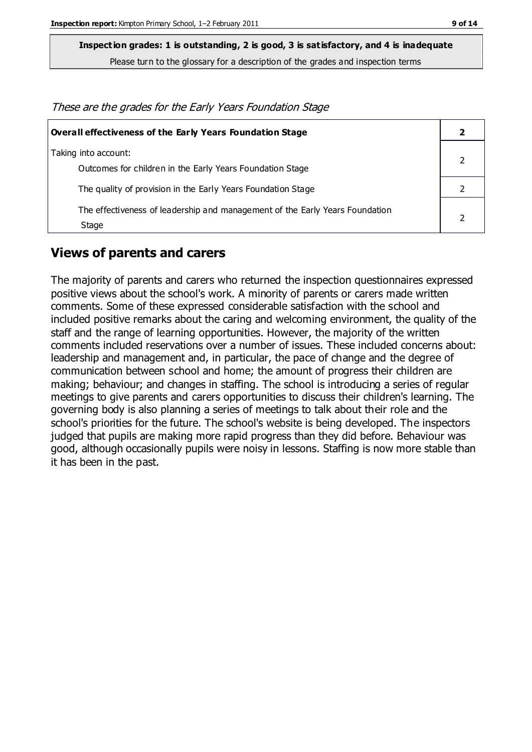**Inspection grades: 1 is outstanding, 2 is good, 3 is satisfactory, and 4 is inadequate**

Please turn to the glossary for a description of the grades and inspection terms

*These are the grades for the Early Years Foundation Stage*

| **Overall effectiveness of the Early Years Foundation Stage** | **2** |
|---|---|
| Taking into account:<br>Outcomes for children in the Early Years Foundation Stage | 2 |
| The quality of provision in the Early Years Foundation Stage | 2 |
| The effectiveness of leadership and management of the Early Years Foundation Stage | 2 |

## Views of parents and carers

The majority of parents and carers who returned the inspection questionnaires expressed positive views about the school's work. A minority of parents or carers made written comments. Some of these expressed considerable satisfaction with the school and included positive remarks about the caring and welcoming environment, the quality of the staff and the range of learning opportunities. However, the majority of the written comments included reservations over a number of issues. These included concerns about: leadership and management and, in particular, the pace of change and the degree of communication between school and home; the amount of progress their children are making; behaviour; and changes in staffing. The school is introducing a series of regular meetings to give parents and carers opportunities to discuss their children's learning. The governing body is also planning a series of meetings to talk about their role and the school's priorities for the future. The school's website is being developed. The inspectors judged that pupils are making more rapid progress than they did before. Behaviour was good, although occasionally pupils were noisy in lessons. Staffing is now more stable than it has been in the past.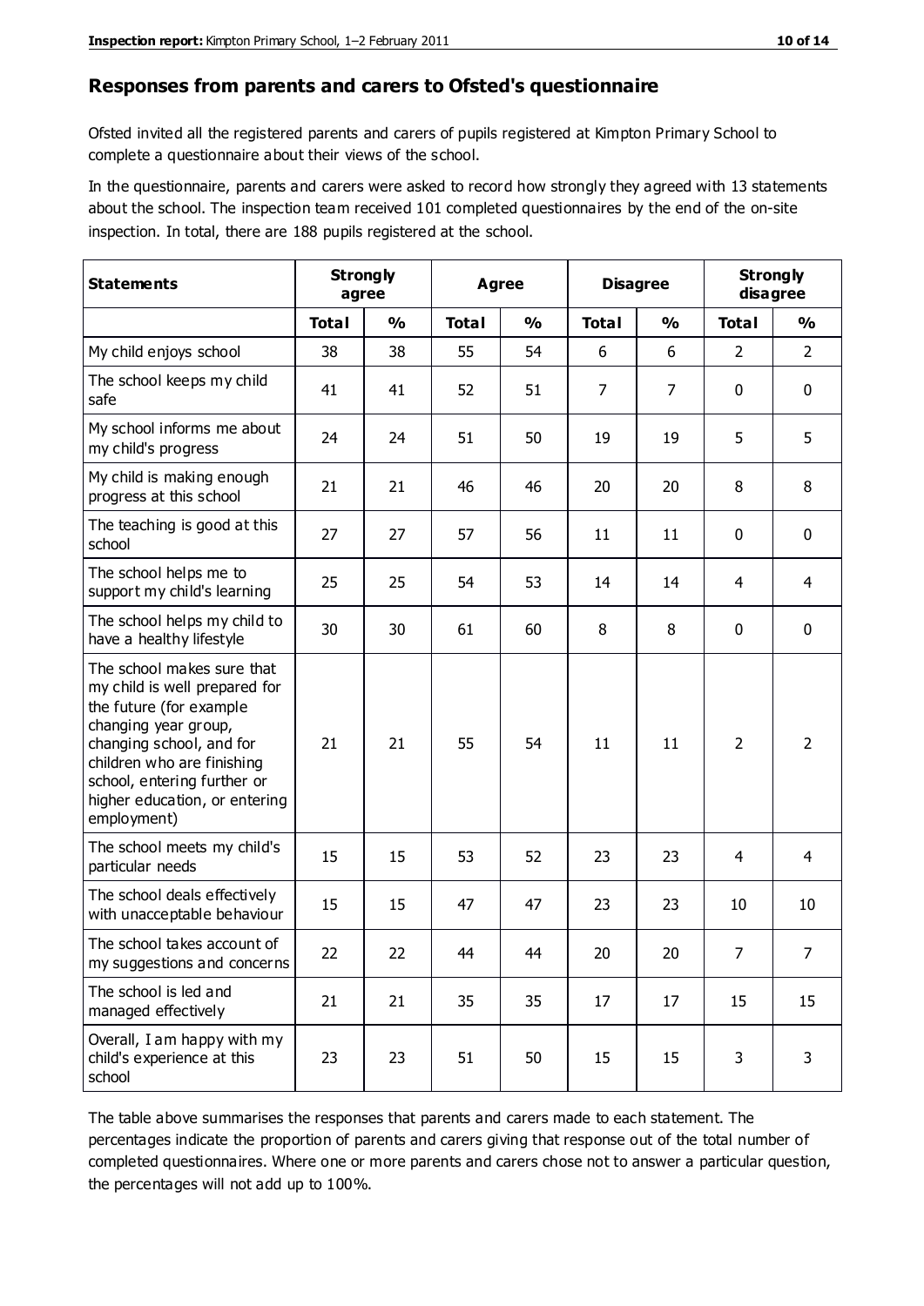## Responses from parents and carers to Ofsted's questionnaire

Ofsted invited all the registered parents and carers of pupils registered at Kimpton Primary School to complete a questionnaire about their views of the school.

In the questionnaire, parents and carers were asked to record how strongly they agreed with 13 statements about the school. The inspection team received 101 completed questionnaires by the end of the on-site inspection. In total, there are 188 pupils registered at the school.

| Statements | Strongly agree | | Agree | | Disagree | | Strongly disagree | |
|---|---|---|---|---|---|---|---|---|
| | Total | % | Total | % | Total | % | Total | % |
| My child enjoys school | 38 | 38 | 55 | 54 | 6 | 6 | 2 | 2 |
| The school keeps my child safe | 41 | 41 | 52 | 51 | 7 | 7 | 0 | 0 |
| My school informs me about my child's progress | 24 | 24 | 51 | 50 | 19 | 19 | 5 | 5 |
| My child is making enough progress at this school | 21 | 21 | 46 | 46 | 20 | 20 | 8 | 8 |
| The teaching is good at this school | 27 | 27 | 57 | 56 | 11 | 11 | 0 | 0 |
| The school helps me to support my child's learning | 25 | 25 | 54 | 53 | 14 | 14 | 4 | 4 |
| The school helps my child to have a healthy lifestyle | 30 | 30 | 61 | 60 | 8 | 8 | 0 | 0 |
| The school makes sure that my child is well prepared for the future (for example changing year group, changing school, and for children who are finishing school, entering further or higher education, or entering employment) | 21 | 21 | 55 | 54 | 11 | 11 | 2 | 2 |
| The school meets my child's particular needs | 15 | 15 | 53 | 52 | 23 | 23 | 4 | 4 |
| The school deals effectively with unacceptable behaviour | 15 | 15 | 47 | 47 | 23 | 23 | 10 | 10 |
| The school takes account of my suggestions and concerns | 22 | 22 | 44 | 44 | 20 | 20 | 7 | 7 |
| The school is led and managed effectively | 21 | 21 | 35 | 35 | 17 | 17 | 15 | 15 |
| Overall, I am happy with my child's experience at this school | 23 | 23 | 51 | 50 | 15 | 15 | 3 | 3 |

The table above summarises the responses that parents and carers made to each statement. The percentages indicate the proportion of parents and carers giving that response out of the total number of completed questionnaires. Where one or more parents and carers chose not to answer a particular question, the percentages will not add up to 100%.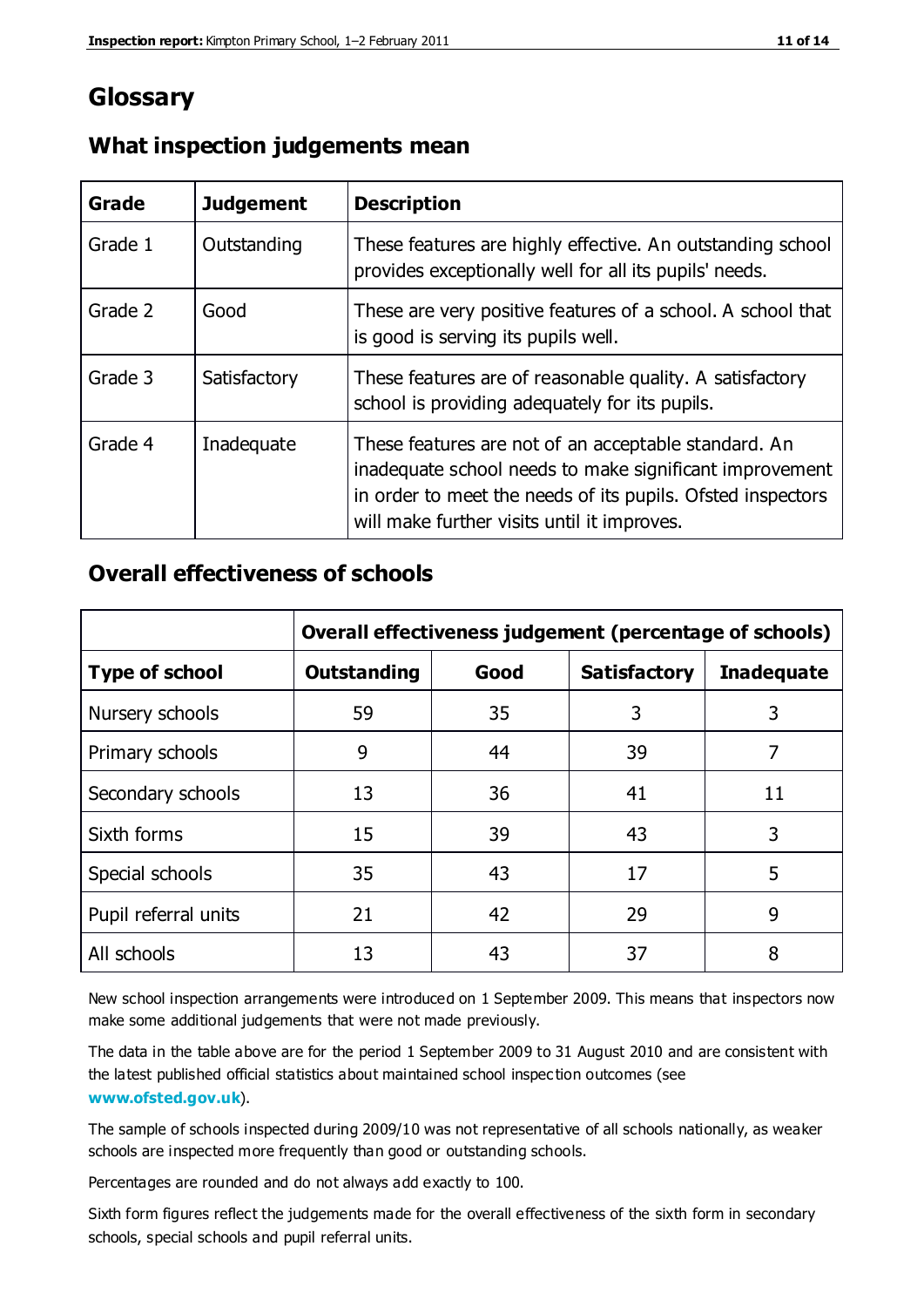# Glossary

## What inspection judgements mean

| Grade | Judgement | Description |
|---|---|---|
| Grade 1 | Outstanding | These features are highly effective. An outstanding school provides exceptionally well for all its pupils' needs. |
| Grade 2 | Good | These are very positive features of a school. A school that is good is serving its pupils well. |
| Grade 3 | Satisfactory | These features are of reasonable quality. A satisfactory school is providing adequately for its pupils. |
| Grade 4 | Inadequate | These features are not of an acceptable standard. An inadequate school needs to make significant improvement in order to meet the needs of its pupils. Ofsted inspectors will make further visits until it improves. |

## Overall effectiveness of schools

| | Overall effectiveness judgement (percentage of schools) | | | |
|---|---|---|---|---|
| **Type of school** | **Outstanding** | **Good** | **Satisfactory** | **Inadequate** |
| Nursery schools | 59 | 35 | 3 | 3 |
| Primary schools | 9 | 44 | 39 | 7 |
| Secondary schools | 13 | 36 | 41 | 11 |
| Sixth forms | 15 | 39 | 43 | 3 |
| Special schools | 35 | 43 | 17 | 5 |
| Pupil referral units | 21 | 42 | 29 | 9 |
| All schools | 13 | 43 | 37 | 8 |

New school inspection arrangements were introduced on 1 September 2009. This means that inspectors now make some additional judgements that were not made previously.

The data in the table above are for the period 1 September 2009 to 31 August 2010 and are consistent with the latest published official statistics about maintained school inspection outcomes (see **www.ofsted.gov.uk**).

The sample of schools inspected during 2009/10 was not representative of all schools nationally, as weaker schools are inspected more frequently than good or outstanding schools.

Percentages are rounded and do not always add exactly to 100.

Sixth form figures reflect the judgements made for the overall effectiveness of the sixth form in secondary schools, special schools and pupil referral units.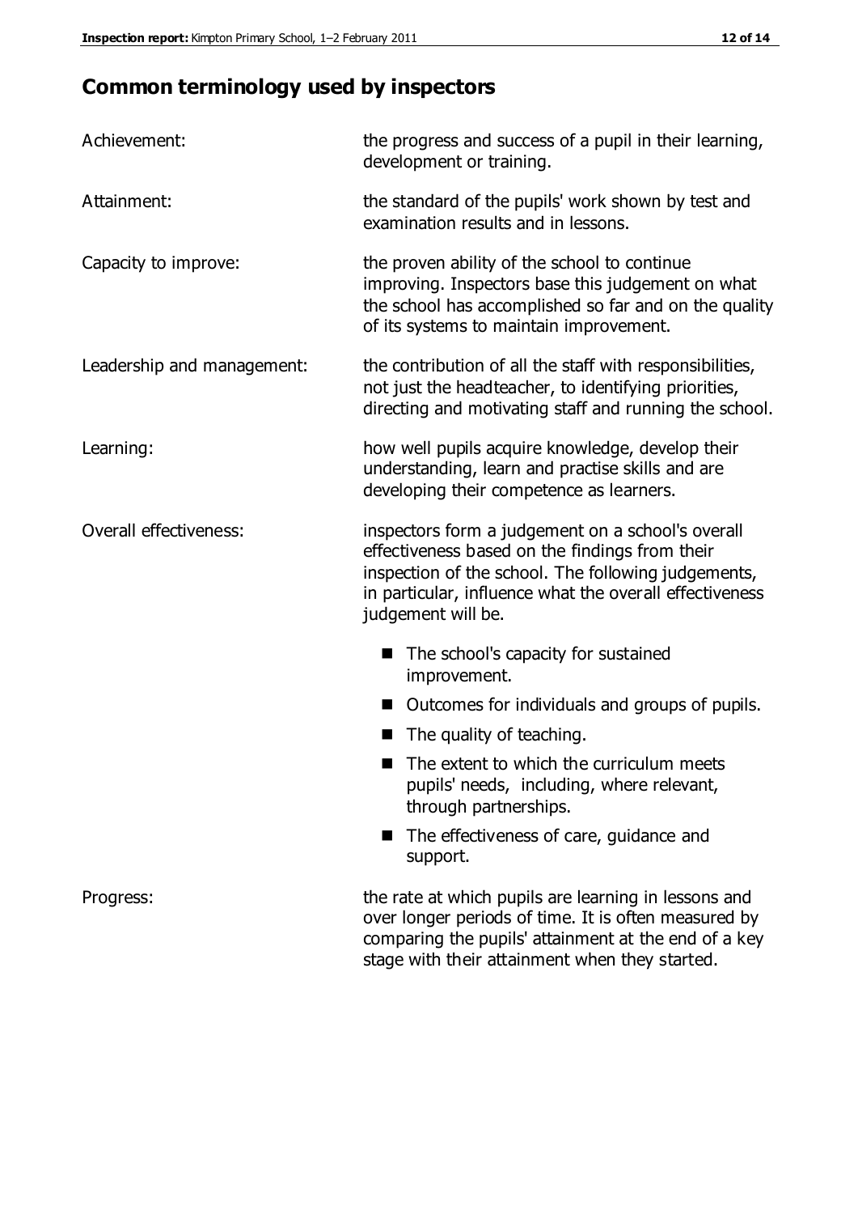## Common terminology used by inspectors

| | |
|---|---|
| Achievement: | the progress and success of a pupil in their learning, development or training. |
| Attainment: | the standard of the pupils' work shown by test and examination results and in lessons. |
| Capacity to improve: | the proven ability of the school to continue improving. Inspectors base this judgement on what the school has accomplished so far and on the quality of its systems to maintain improvement. |
| Leadership and management: | the contribution of all the staff with responsibilities, not just the headteacher, to identifying priorities, directing and motivating staff and running the school. |
| Learning: | how well pupils acquire knowledge, develop their understanding, learn and practise skills and are developing their competence as learners. |
| Overall effectiveness: | inspectors form a judgement on a school's overall effectiveness based on the findings from their inspection of the school. The following judgements, in particular, influence what the overall effectiveness judgement will be. |

- The school's capacity for sustained improvement.
- Outcomes for individuals and groups of pupils.
- The quality of teaching.
- The extent to which the curriculum meets pupils' needs, including, where relevant, through partnerships.
- The effectiveness of care, guidance and support.

| | |
|---|---|
| Progress: | the rate at which pupils are learning in lessons and over longer periods of time. It is often measured by comparing the pupils' attainment at the end of a key stage with their attainment when they started. |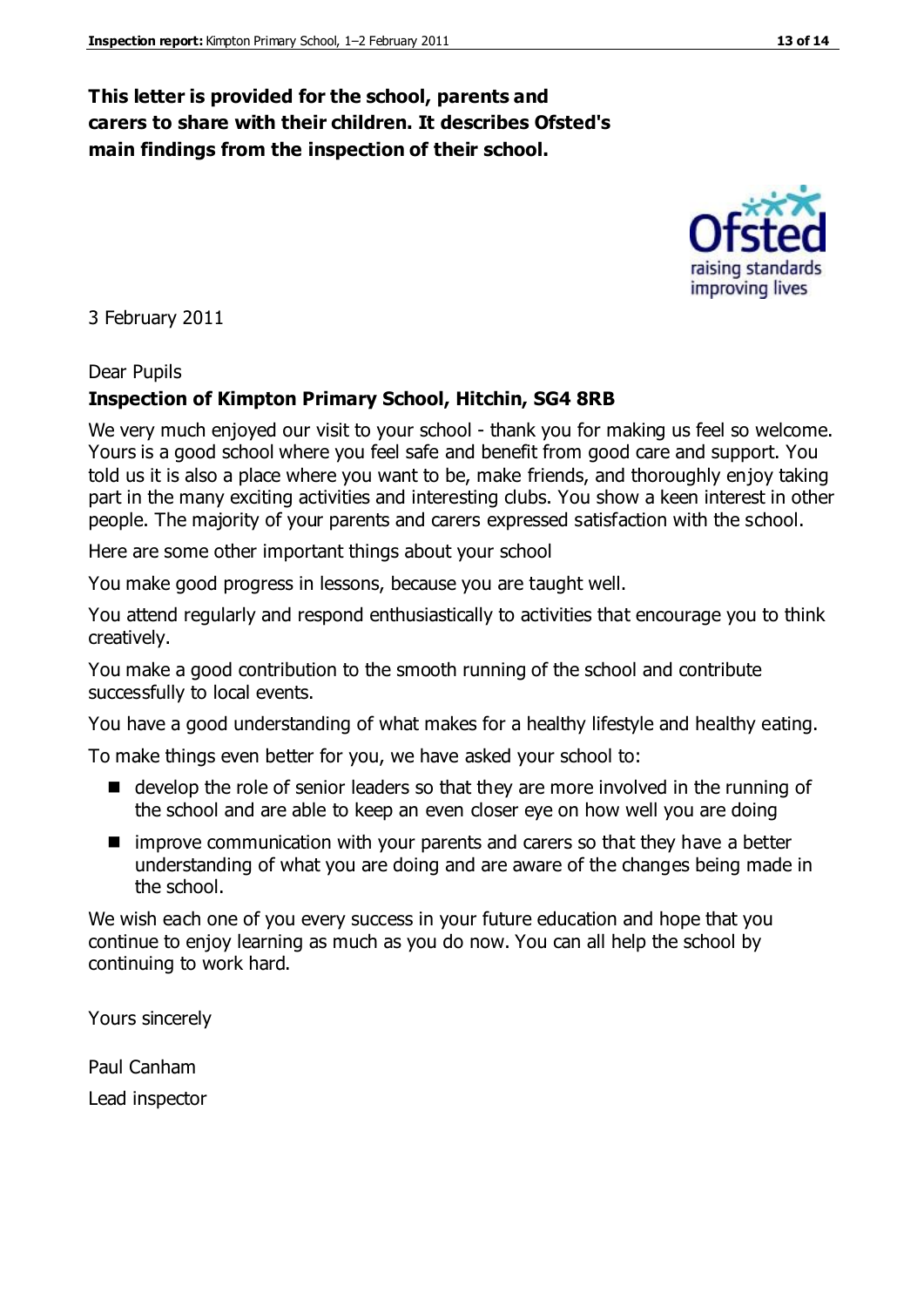**This letter is provided for the school, parents and carers to share with their children. It describes Ofsted's main findings from the inspection of their school.**

3 February 2011

Dear Pupils

**Inspection of Kimpton Primary School, Hitchin, SG4 8RB**

We very much enjoyed our visit to your school - thank you for making us feel so welcome. Yours is a good school where you feel safe and benefit from good care and support. You told us it is also a place where you want to be, make friends, and thoroughly enjoy taking part in the many exciting activities and interesting clubs. You show a keen interest in other people. The majority of your parents and carers expressed satisfaction with the school.

Here are some other important things about your school

You make good progress in lessons, because you are taught well.

You attend regularly and respond enthusiastically to activities that encourage you to think creatively.

You make a good contribution to the smooth running of the school and contribute successfully to local events.

You have a good understanding of what makes for a healthy lifestyle and healthy eating.

To make things even better for you, we have asked your school to:

- develop the role of senior leaders so that they are more involved in the running of the school and are able to keep an even closer eye on how well you are doing
- improve communication with your parents and carers so that they have a better understanding of what you are doing and are aware of the changes being made in the school.

We wish each one of you every success in your future education and hope that you continue to enjoy learning as much as you do now. You can all help the school by continuing to work hard.

Yours sincerely

Paul Canham

Lead inspector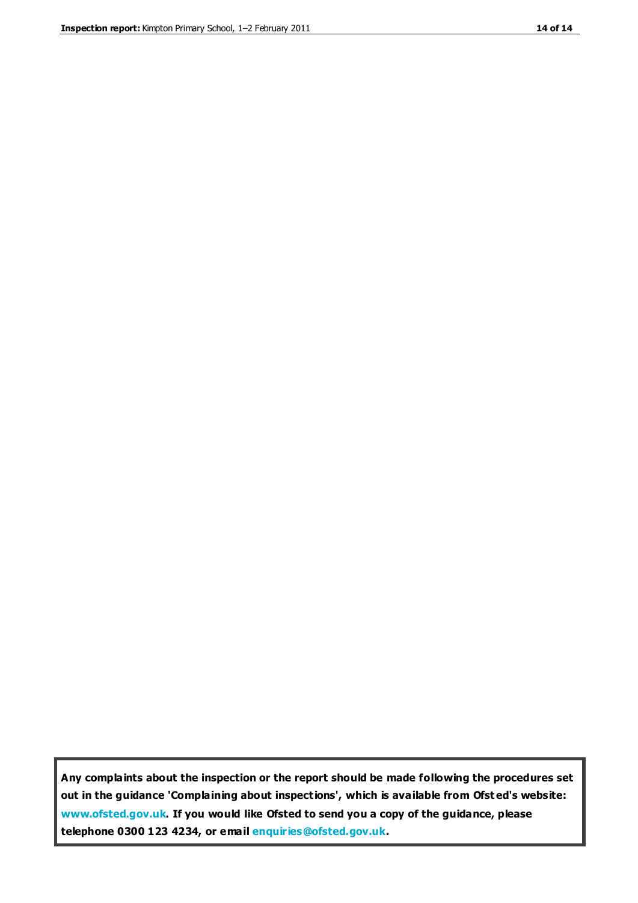**Any complaints about the inspection or the report should be made following the procedures set out in the guidance 'Complaining about inspections', which is available from Ofsted's website: www.ofsted.gov.uk. If you would like Ofsted to send you a copy of the guidance, please telephone 0300 123 4234, or email enquiries@ofsted.gov.uk.**